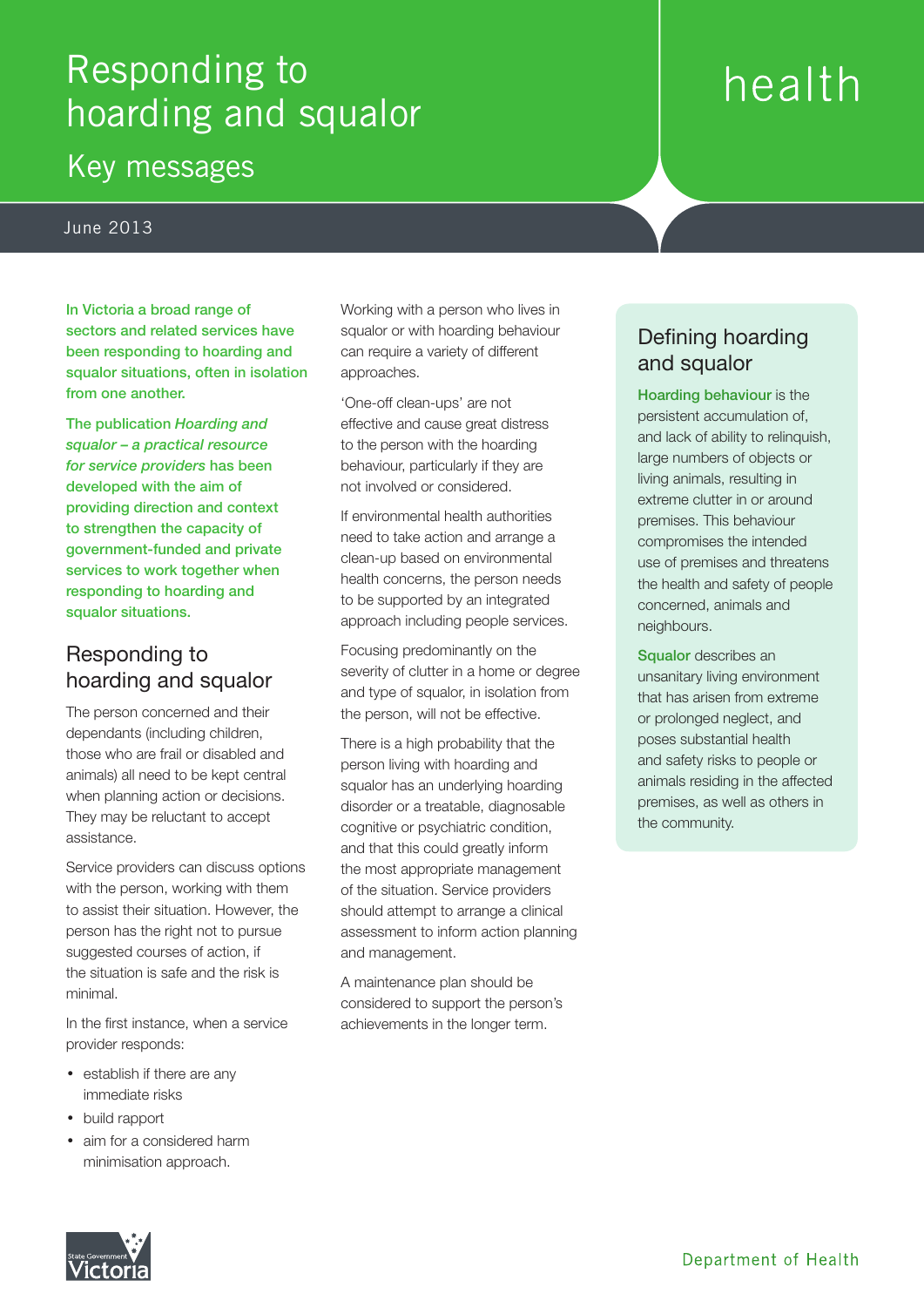# Responding to hoarding and squalor

## Key messages

June 2013

health

**In Victoria a broad range of sectors and related services have been responding to hoarding and squalor situations, often in isolation from one another.**

**The publication *Hoarding and squalor – a practical resource for service providers* has been developed with the aim of providing direction and context to strengthen the capacity of government-funded and private services to work together when responding to hoarding and squalor situations.**

## Responding to hoarding and squalor

The person concerned and their dependants (including children, those who are frail or disabled and animals) all need to be kept central when planning action or decisions. They may be reluctant to accept assistance.

Service providers can discuss options with the person, working with them to assist their situation. However, the person has the right not to pursue suggested courses of action, if the situation is safe and the risk is minimal.

In the first instance, when a service provider responds:

- establish if there are any immediate risks
- build rapport
- aim for a considered harm minimisation approach.

Working with a person who lives in squalor or with hoarding behaviour can require a variety of different approaches.

'One-off clean-ups' are not effective and cause great distress to the person with the hoarding behaviour, particularly if they are not involved or considered.

If environmental health authorities need to take action and arrange a clean-up based on environmental health concerns, the person needs to be supported by an integrated approach including people services.

Focusing predominantly on the severity of clutter in a home or degree and type of squalor, in isolation from the person, will not be effective.

There is a high probability that the person living with hoarding and squalor has an underlying hoarding disorder or a treatable, diagnosable cognitive or psychiatric condition, and that this could greatly inform the most appropriate management of the situation. Service providers should attempt to arrange a clinical assessment to inform action planning and management.

A maintenance plan should be considered to support the person's achievements in the longer term.

## Defining hoarding and squalor

**Hoarding behaviour** is the persistent accumulation of, and lack of ability to relinquish, large numbers of objects or living animals, resulting in extreme clutter in or around premises. This behaviour compromises the intended use of premises and threatens the health and safety of people concerned, animals and neighbours.

**Squalor** describes an unsanitary living environment that has arisen from extreme or prolonged neglect, and poses substantial health and safety risks to people or animals residing in the affected premises, as well as others in the community.

State Government Victoria

Department of Health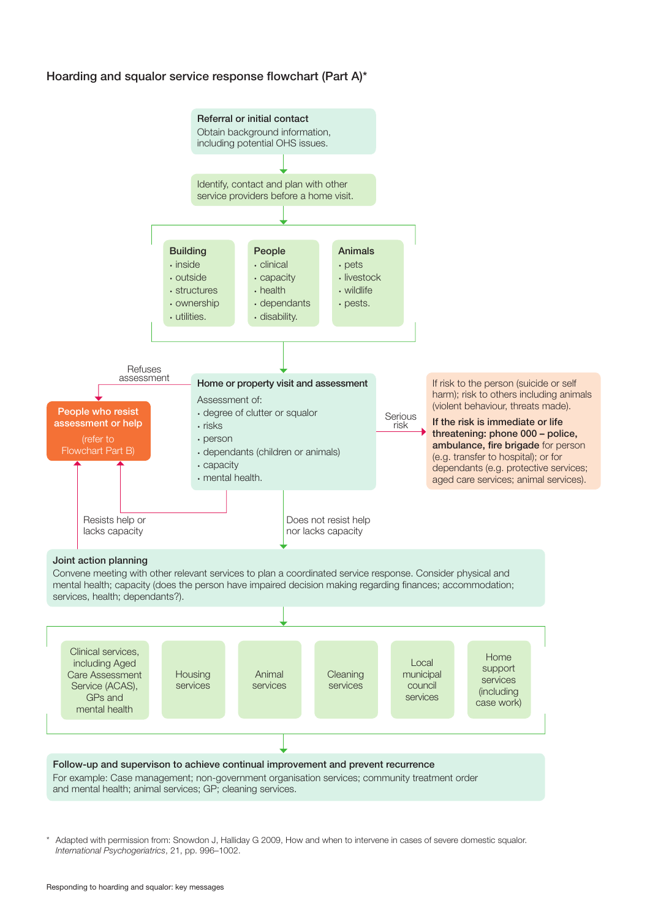## Hoarding and squalor service response flowchart (Part A)*

**Referral or initial contact**
Obtain background information, including potential OHS issues.

↓

Identify, contact and plan with other service providers before a home visit.

↓

**Building**
- inside
- outside
- structures
- ownership
- utilities.

**People**
- clinical
- capacity
- health
- dependants
- disability.

**Animals**
- pets
- livestock
- wildlife
- pests.

↓

**Home or property visit and assessment**

Assessment of:
- degree of clutter or squalor
- risks
- person
- dependants (children or animals)
- capacity
- mental health.

Refuses assessment → **People who resist assessment or help** (refer to Flowchart Part B)

Serious risk → If risk to the person (suicide or self harm); risk to others including animals (violent behaviour, threats made).
**If the risk is immediate or life threatening: phone 000 – police, ambulance, fire brigade** for person (e.g. transfer to hospital); or for dependants (e.g. protective services; aged care services; animal services).

Resists help or lacks capacity → **People who resist assessment or help** (refer to Flowchart Part B)

Does not resist help nor lacks capacity ↓

**Joint action planning**
Convene meeting with other relevant services to plan a coordinated service response. Consider physical and mental health; capacity (does the person have impaired decision making regarding finances; accommodation; services, health; dependants?).

↓

- Clinical services, including Aged Care Assessment Service (ACAS), GPs and mental health
- Housing services
- Animal services
- Cleaning services
- Local municipal council services
- Home support services (including case work)

↓

**Follow-up and supervison to achieve continual improvement and prevent recurrence**
For example: Case management; non-government organisation services; community treatment order and mental health; animal services; GP; cleaning services.

\* Adapted with permission from: Snowdon J, Halliday G 2009, How and when to intervene in cases of severe domestic squalor. *International Psychogeriatrics*, 21, pp. 996–1002.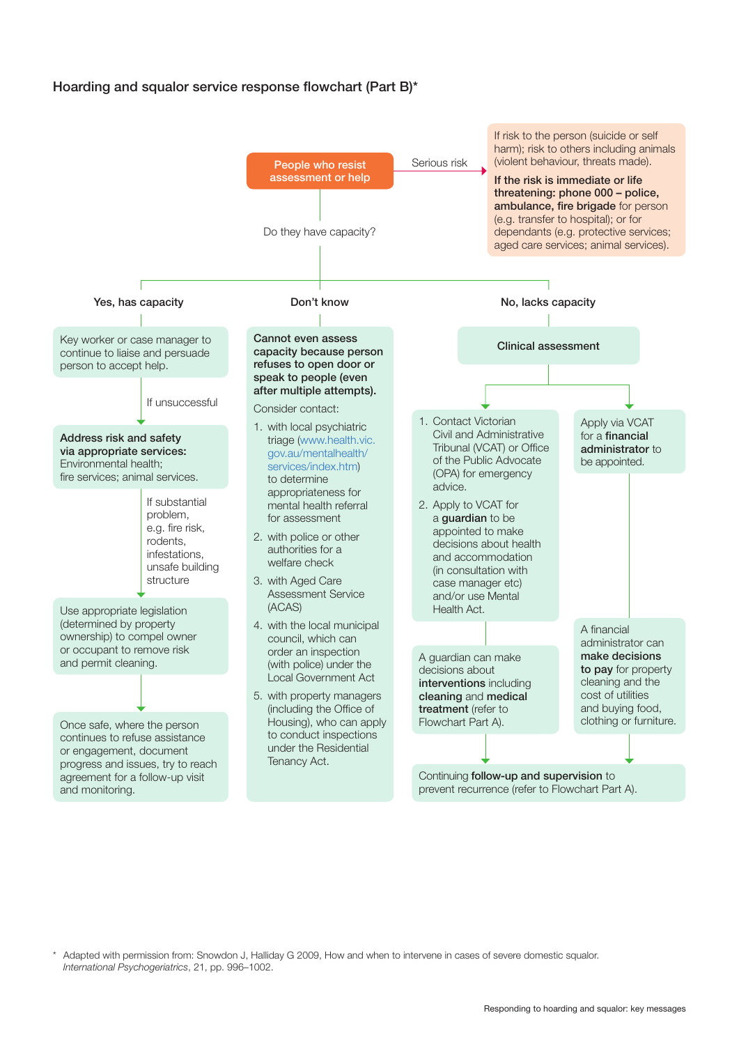## Hoarding and squalor service response flowchart (Part B)*

**People who resist assessment or help**

Serious risk →

If risk to the person (suicide or self harm); risk to others including animals (violent behaviour, threats made).

**If the risk is immediate or life threatening: phone 000 – police, ambulance, fire brigade** for person (e.g. transfer to hospital); or for dependants (e.g. protective services; aged care services; animal services).

Do they have capacity?

### Yes, has capacity

Key worker or case manager to continue to liaise and persuade person to accept help.

↓ If unsuccessful

**Address risk and safety via appropriate services:** Environmental health; fire services; animal services.

↓ If substantial problem, e.g. fire risk, rodents, infestations, unsafe building structure

Use appropriate legislation (determined by property ownership) to compel owner or occupant to remove risk and permit cleaning.

↓

Once safe, where the person continues to refuse assistance or engagement, document progress and issues, try to reach agreement for a follow-up visit and monitoring.

### Don't know

**Cannot even assess capacity because person refuses to open door or speak to people (even after multiple attempts).**

Consider contact:

1. with local psychiatric triage (www.health.vic.gov.au/mentalhealth/services/index.htm) to determine appropriateness for mental health referral for assessment
2. with police or other authorities for a welfare check
3. with Aged Care Assessment Service (ACAS)
4. with the local municipal council, which can order an inspection (with police) under the Local Government Act
5. with property managers (including the Office of Housing), who can apply to conduct inspections under the Residential Tenancy Act.

### No, lacks capacity

**Clinical assessment**

↓

1. Contact Victorian Civil and Administrative Tribunal (VCAT) or Office of the Public Advocate (OPA) for emergency advice.
2. Apply to VCAT for a **guardian** to be appointed to make decisions about health and accommodation (in consultation with case manager etc) and/or use Mental Health Act.

↓

A guardian can make decisions about **interventions** including **cleaning** and **medical treatment** (refer to Flowchart Part A).

↓

Apply via VCAT for a **financial administrator** to be appointed.

↓

A financial administrator can **make decisions to pay** for property cleaning and the cost of utilities and buying food, clothing or furniture.

↓

Continuing **follow-up and supervision** to prevent recurrence (refer to Flowchart Part A).

\* Adapted with permission from: Snowdon J, Halliday G 2009, How and when to intervene in cases of severe domestic squalor. *International Psychogeriatrics*, 21, pp. 996–1002.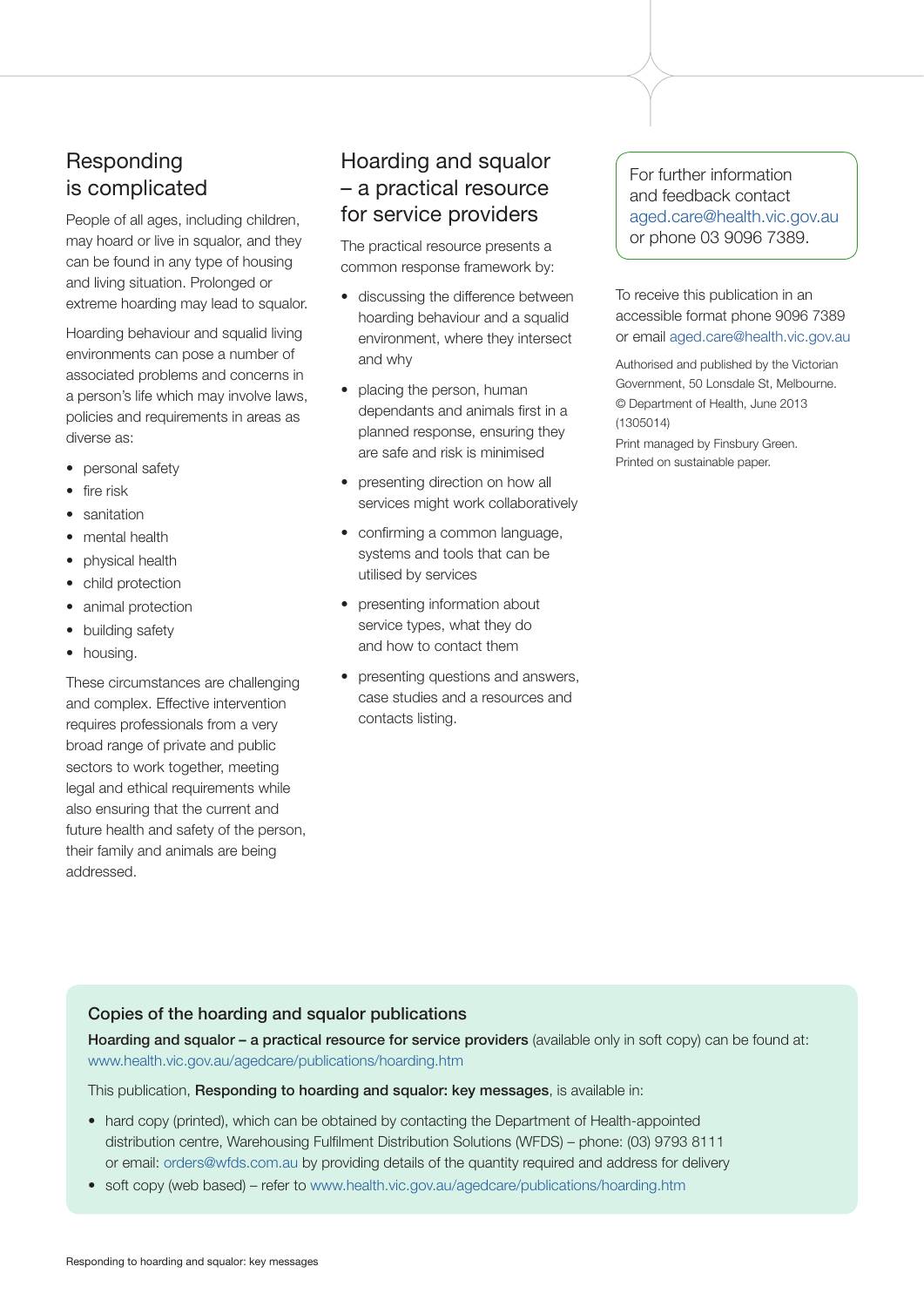## Responding is complicated

People of all ages, including children, may hoard or live in squalor, and they can be found in any type of housing and living situation. Prolonged or extreme hoarding may lead to squalor.

Hoarding behaviour and squalid living environments can pose a number of associated problems and concerns in a person's life which may involve laws, policies and requirements in areas as diverse as:

- personal safety
- fire risk
- sanitation
- mental health
- physical health
- child protection
- animal protection
- building safety
- housing.

These circumstances are challenging and complex. Effective intervention requires professionals from a very broad range of private and public sectors to work together, meeting legal and ethical requirements while also ensuring that the current and future health and safety of the person, their family and animals are being addressed.

## Hoarding and squalor – a practical resource for service providers

The practical resource presents a common response framework by:

- discussing the difference between hoarding behaviour and a squalid environment, where they intersect and why
- placing the person, human dependants and animals first in a planned response, ensuring they are safe and risk is minimised
- presenting direction on how all services might work collaboratively
- confirming a common language, systems and tools that can be utilised by services
- presenting information about service types, what they do and how to contact them
- presenting questions and answers, case studies and a resources and contacts listing.

For further information and feedback contact aged.care@health.vic.gov.au or phone 03 9096 7389.

To receive this publication in an accessible format phone 9096 7389 or email aged.care@health.vic.gov.au

Authorised and published by the Victorian Government, 50 Lonsdale St, Melbourne.
© Department of Health, June 2013 (1305014)

Print managed by Finsbury Green.
Printed on sustainable paper.

### Copies of the hoarding and squalor publications

**Hoarding and squalor – a practical resource for service providers** (available only in soft copy) can be found at: www.health.vic.gov.au/agedcare/publications/hoarding.htm

This publication, **Responding to hoarding and squalor: key messages**, is available in:

- hard copy (printed), which can be obtained by contacting the Department of Health-appointed distribution centre, Warehousing Fulfilment Distribution Solutions (WFDS) – phone: (03) 9793 8111 or email: orders@wfds.com.au by providing details of the quantity required and address for delivery
- soft copy (web based) – refer to www.health.vic.gov.au/agedcare/publications/hoarding.htm